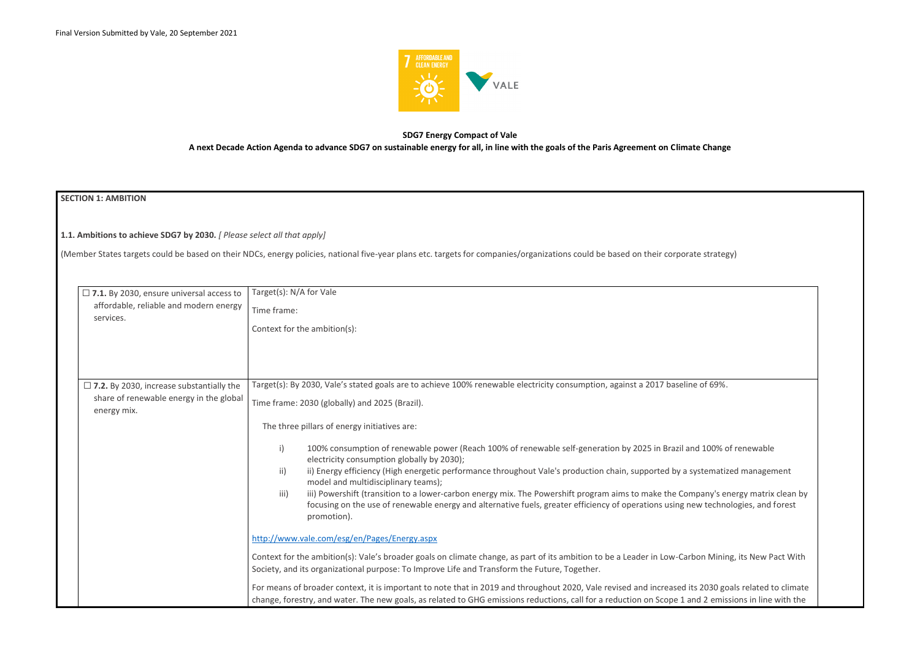Final Version Submitted by Vale, 20 September 2021

**SDG7 Energy Compact of Vale**

**A next Decade Action Agenda to advance SDG7 on sustainable energy for all, in line with the goals of the Paris Agreement on Climate Change**

## SECTION 1: AMBITION

**1.1. Ambitions to achieve SDG7 by 2030.** *[ Please select all that apply]*

(Member States targets could be based on their NDCs, energy policies, national five-year plans etc. targets for companies/organizations could be based on their corporate strategy)

| | |
|---|---|
| ☐ **7.1.** By 2030, ensure universal access to affordable, reliable and modern energy services. | Target(s): N/A for Vale<br><br>Time frame:<br><br>Context for the ambition(s): |
| ☐ **7.2.** By 2030, increase substantially the share of renewable energy in the global energy mix. | Target(s): By 2030, Vale's stated goals are to achieve 100% renewable electricity consumption, against a 2017 baseline of 69%.<br><br>Time frame: 2030 (globally) and 2025 (Brazil).<br><br>The three pillars of energy initiatives are:<br><br>i) 100% consumption of renewable power (Reach 100% of renewable self-generation by 2025 in Brazil and 100% of renewable electricity consumption globally by 2030);<br>ii) ii) Energy efficiency (High energetic performance throughout Vale's production chain, supported by a systematized management model and multidisciplinary teams);<br>iii) iii) Powershift (transition to a lower-carbon energy mix. The Powershift program aims to make the Company's energy matrix clean by focusing on the use of renewable energy and alternative fuels, greater efficiency of operations using new technologies, and forest promotion).<br><br>http://www.vale.com/esg/en/Pages/Energy.aspx<br><br>Context for the ambition(s): Vale's broader goals on climate change, as part of its ambition to be a Leader in Low-Carbon Mining, its New Pact With Society, and its organizational purpose: To Improve Life and Transform the Future, Together.<br><br>For means of broader context, it is important to note that in 2019 and throughout 2020, Vale revised and increased its 2030 goals related to climate change, forestry, and water. The new goals, as related to GHG emissions reductions, call for a reduction on Scope 1 and 2 emissions in line with the |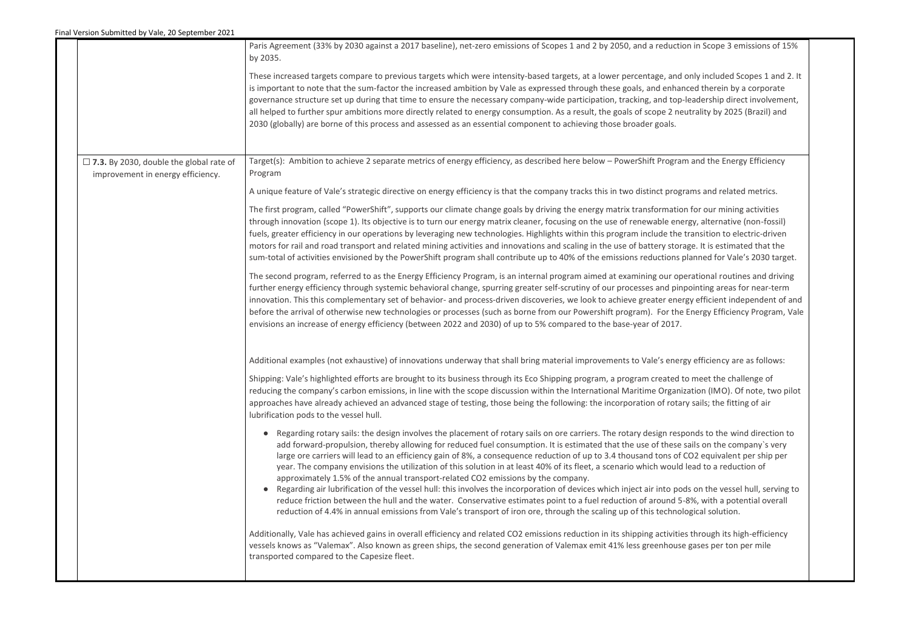| | | |
|---|---|---|
| | Paris Agreement (33% by 2030 against a 2017 baseline), net-zero emissions of Scopes 1 and 2 by 2050, and a reduction in Scope 3 emissions of 15% by 2035.<br><br>These increased targets compare to previous targets which were intensity-based targets, at a lower percentage, and only included Scopes 1 and 2. It is important to note that the sum-factor the increased ambition by Vale as expressed through these goals, and enhanced therein by a corporate governance structure set up during that time to ensure the necessary company-wide participation, tracking, and top-leadership direct involvement, all helped to further spur ambitions more directly related to energy consumption. As a result, the goals of scope 2 neutrality by 2025 (Brazil) and 2030 (globally) are borne of this process and assessed as an essential component to achieving those broader goals. | |
| ☐ **7.3.** By 2030, double the global rate of improvement in energy efficiency. | Target(s): Ambition to achieve 2 separate metrics of energy efficiency, as described here below – PowerShift Program and the Energy Efficiency Program<br><br>A unique feature of Vale's strategic directive on energy efficiency is that the company tracks this in two distinct programs and related metrics.<br><br>The first program, called "PowerShift", supports our climate change goals by driving the energy matrix transformation for our mining activities through innovation (scope 1). Its objective is to turn our energy matrix cleaner, focusing on the use of renewable energy, alternative (non-fossil) fuels, greater efficiency in our operations by leveraging new technologies. Highlights within this program include the transition to electric-driven motors for rail and road transport and related mining activities and innovations and scaling in the use of battery storage. It is estimated that the sum-total of activities envisioned by the PowerShift program shall contribute up to 40% of the emissions reductions planned for Vale's 2030 target.<br><br>The second program, referred to as the Energy Efficiency Program, is an internal program aimed at examining our operational routines and driving further energy efficiency through systemic behavioral change, spurring greater self-scrutiny of our processes and pinpointing areas for near-term innovation. This this complementary set of behavior- and process-driven discoveries, we look to achieve greater energy efficient independent of and before the arrival of otherwise new technologies or processes (such as borne from our Powershift program). For the Energy Efficiency Program, Vale envisions an increase of energy efficiency (between 2022 and 2030) of up to 5% compared to the base-year of 2017.<br><br>Additional examples (not exhaustive) of innovations underway that shall bring material improvements to Vale's energy efficiency are as follows:<br><br>Shipping: Vale's highlighted efforts are brought to its business through its Eco Shipping program, a program created to meet the challenge of reducing the company's carbon emissions, in line with the scope discussion within the International Maritime Organization (IMO). Of note, two pilot approaches have already achieved an advanced stage of testing, those being the following: the incorporation of rotary sails; the fitting of air lubrification pods to the vessel hull.<br><br>● Regarding rotary sails: the design involves the placement of rotary sails on ore carriers. The rotary design responds to the wind direction to add forward-propulsion, thereby allowing for reduced fuel consumption. It is estimated that the use of these sails on the company`s very large ore carriers will lead to an efficiency gain of 8%, a consequence reduction of up to 3.4 thousand tons of $CO_2$ equivalent per ship per year. The company envisions the utilization of this solution in at least 40% of its fleet, a scenario which would lead to a reduction of approximately 1.5% of the annual transport-related $CO_2$ emissions by the company.<br>● Regarding air lubrification of the vessel hull: this involves the incorporation of devices which inject air into pods on the vessel hull, serving to reduce friction between the hull and the water. Conservative estimates point to a fuel reduction of around 5-8%, with a potential overall reduction of 4.4% in annual emissions from Vale's transport of iron ore, through the scaling up of this technological solution.<br><br>Additionally, Vale has achieved gains in overall efficiency and related $CO_2$ emissions reduction in its shipping activities through its high-efficiency vessels knows as "Valemax". Also known as green ships, the second generation of Valemax emit 41% less greenhouse gases per ton per mile transported compared to the Capesize fleet. | |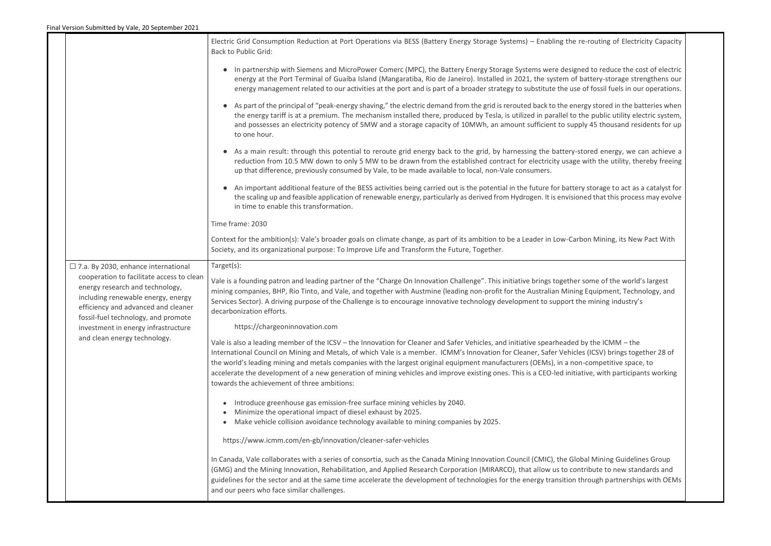| | | |
|---|---|---|
| | Electric Grid Consumption Reduction at Port Operations via BESS (Battery Energy Storage Systems) – Enabling the re-routing of Electricity Capacity Back to Public Grid:<br><br>• In partnership with Siemens and MicroPower Comerc (MPC), the Battery Energy Storage Systems were designed to reduce the cost of electric energy at the Port Terminal of Guaíba Island (Mangaratiba, Rio de Janeiro). Installed in 2021, the system of battery-storage strengthens our energy management related to our activities at the port and is part of a broader strategy to substitute the use of fossil fuels in our operations.<br><br>• As part of the principal of "peak-energy shaving," the electric demand from the grid is rerouted back to the energy stored in the batteries when the energy tariff is at a premium. The mechanism installed there, produced by Tesla, is utilized in parallel to the public utility electric system, and possesses an electricity potency of 5MW and a storage capacity of 10MWh, an amount sufficient to supply 45 thousand residents for up to one hour.<br><br>• As a main result: through this potential to reroute grid energy back to the grid, by harnessing the battery-stored energy, we can achieve a reduction from 10.5 MW down to only 5 MW to be drawn from the established contract for electricity usage with the utility, thereby freeing up that difference, previously consumed by Vale, to be made available to local, non-Vale consumers.<br><br>• An important additional feature of the BESS activities being carried out is the potential in the future for battery storage to act as a catalyst for the scaling up and feasible application of renewable energy, particularly as derived from Hydrogen. It is envisioned that this process may evolve in time to enable this transformation.<br><br>Time frame: 2030<br><br>Context for the ambition(s): Vale's broader goals on climate change, as part of its ambition to be a Leader in Low-Carbon Mining, its New Pact With Society, and its organizational purpose: To Improve Life and Transform the Future, Together. | |
| ☐ 7.a. By 2030, enhance international cooperation to facilitate access to clean energy research and technology, including renewable energy, energy efficiency and advanced and cleaner fossil-fuel technology, and promote investment in energy infrastructure and clean energy technology. | Target(s):<br><br>Vale is a founding patron and leading partner of the "Charge On Innovation Challenge". This initiative brings together some of the world's largest mining companies, BHP, Rio Tinto, and Vale, and together with Austmine (leading non-profit for the Australian Mining Equipment, Technology, and Services Sector). A driving purpose of the Challenge is to encourage innovative technology development to support the mining industry's decarbonization efforts.<br><br>https://chargeoninnovation.com<br><br>Vale is also a leading member of the ICSV – the Innovation for Cleaner and Safer Vehicles, and initiative spearheaded by the ICMM – the International Council on Mining and Metals, of which Vale is a member. ICMM's Innovation for Cleaner, Safer Vehicles (ICSV) brings together 28 of the world's leading mining and metals companies with the largest original equipment manufacturers (OEMs), in a non-competitive space, to accelerate the development of a new generation of mining vehicles and improve existing ones. This is a CEO-led initiative, with participants working towards the achievement of three ambitions:<br><br>• Introduce greenhouse gas emission-free surface mining vehicles by 2040.<br>• Minimize the operational impact of diesel exhaust by 2025.<br>• Make vehicle collision avoidance technology available to mining companies by 2025.<br><br>https://www.icmm.com/en-gb/innovation/cleaner-safer-vehicles<br><br>In Canada, Vale collaborates with a series of consortia, such as the Canada Mining Innovation Council (CMIC), the Global Mining Guidelines Group (GMG) and the Mining Innovation, Rehabilitation, and Applied Research Corporation (MIRARCO), that allow us to contribute to new standards and guidelines for the sector and at the same time accelerate the development of technologies for the energy transition through partnerships with OEMs and our peers who face similar challenges. | |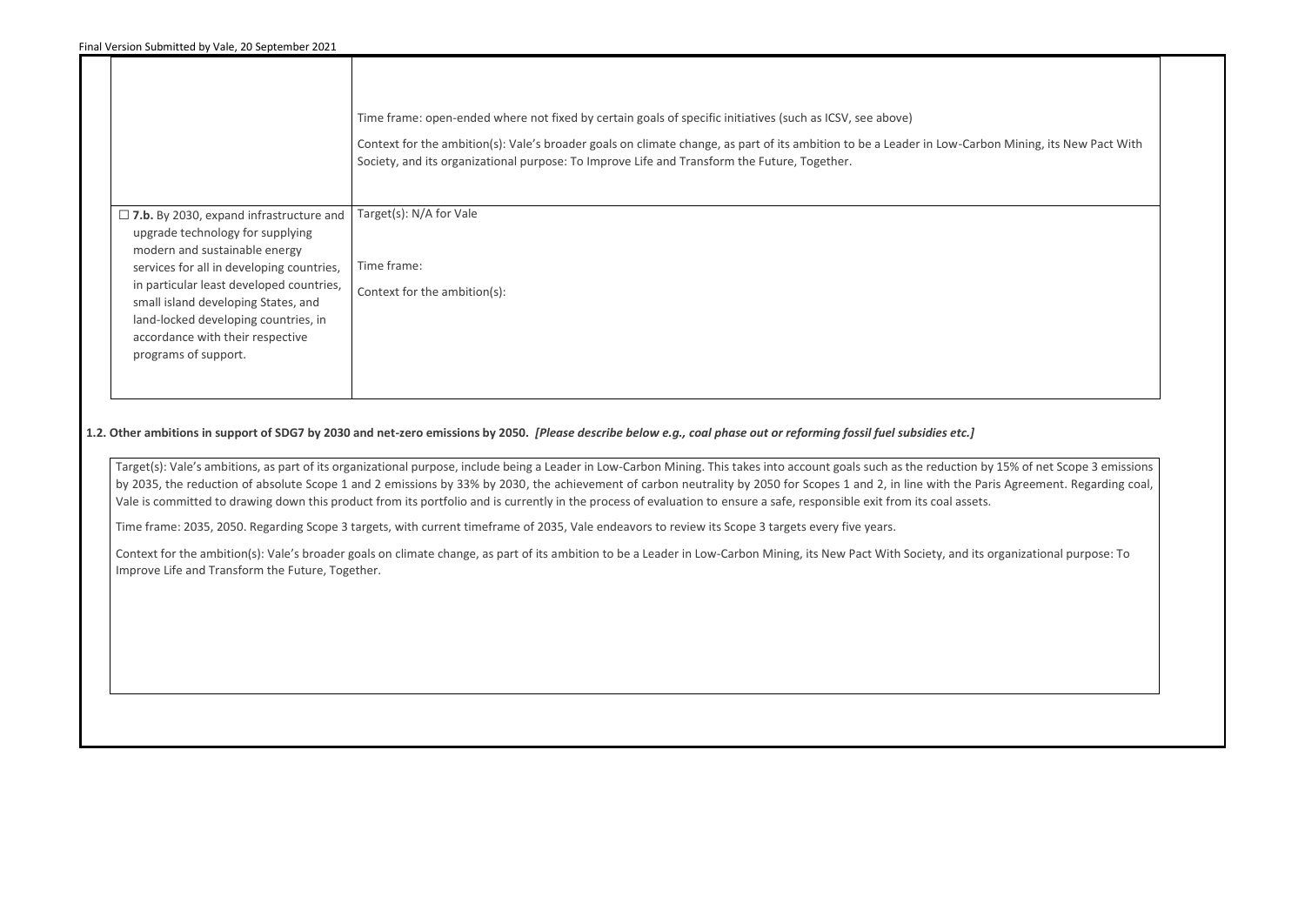| | |
|---|---|
| | Time frame: open-ended where not fixed by certain goals of specific initiatives (such as ICSV, see above)<br><br>Context for the ambition(s): Vale's broader goals on climate change, as part of its ambition to be a Leader in Low-Carbon Mining, its New Pact With Society, and its organizational purpose: To Improve Life and Transform the Future, Together. |
| ☐ **7.b.** By 2030, expand infrastructure and upgrade technology for supplying modern and sustainable energy services for all in developing countries, in particular least developed countries, small island developing States, and land-locked developing countries, in accordance with their respective programs of support. | Target(s): N/A for Vale<br><br>Time frame:<br><br>Context for the ambition(s): |

**1.2. Other ambitions in support of SDG7 by 2030 and net-zero emissions by 2050.** ***[Please describe below e.g., coal phase out or reforming fossil fuel subsidies etc.]***

Target(s): Vale's ambitions, as part of its organizational purpose, include being a Leader in Low-Carbon Mining. This takes into account goals such as the reduction by 15% of net Scope 3 emissions by 2035, the reduction of absolute Scope 1 and 2 emissions by 33% by 2030, the achievement of carbon neutrality by 2050 for Scopes 1 and 2, in line with the Paris Agreement. Regarding coal, Vale is committed to drawing down this product from its portfolio and is currently in the process of evaluation to ensure a safe, responsible exit from its coal assets.

Time frame: 2035, 2050. Regarding Scope 3 targets, with current timeframe of 2035, Vale endeavors to review its Scope 3 targets every five years.

Context for the ambition(s): Vale's broader goals on climate change, as part of its ambition to be a Leader in Low-Carbon Mining, its New Pact With Society, and its organizational purpose: To Improve Life and Transform the Future, Together.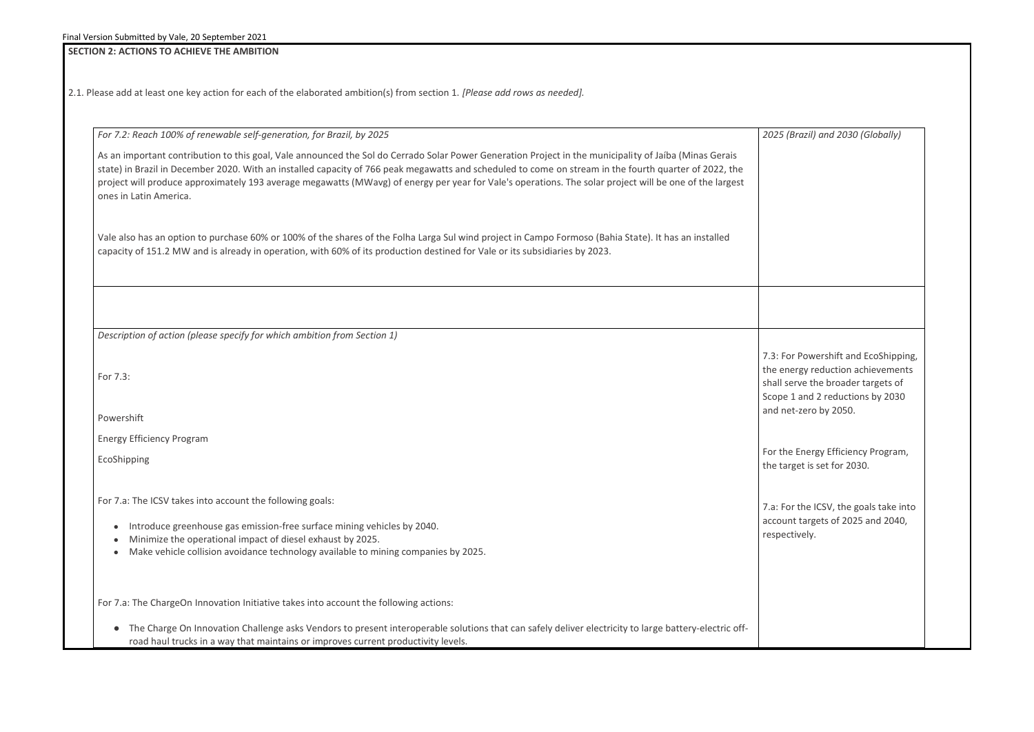Final Version Submitted by Vale, 20 September 2021

**SECTION 2: ACTIONS TO ACHIEVE THE AMBITION**

2.1. Please add at least one key action for each of the elaborated ambition(s) from section 1. *[Please add rows as needed].*

| | |
|---|---|
| *For 7.2: Reach 100% of renewable self-generation, for Brazil, by 2025*<br><br>As an important contribution to this goal, Vale announced the Sol do Cerrado Solar Power Generation Project in the municipality of Jaíba (Minas Gerais state) in Brazil in December 2020. With an installed capacity of 766 peak megawatts and scheduled to come on stream in the fourth quarter of 2022, the project will produce approximately 193 average megawatts (MWavg) of energy per year for Vale's operations. The solar project will be one of the largest ones in Latin America.<br><br>Vale also has an option to purchase 60% or 100% of the shares of the Folha Larga Sul wind project in Campo Formoso (Bahia State). It has an installed capacity of 151.2 MW and is already in operation, with 60% of its production destined for Vale or its subsidiaries by 2023. | *2025 (Brazil) and 2030 (Globally)* |
| | |
| *Description of action (please specify for which ambition from Section 1)*<br><br>For 7.3:<br><br>Powershift<br><br>Energy Efficiency Program<br><br>EcoShipping<br><br>For 7.a: The ICSV takes into account the following goals:<br><br>• Introduce greenhouse gas emission-free surface mining vehicles by 2040.<br>• Minimize the operational impact of diesel exhaust by 2025.<br>• Make vehicle collision avoidance technology available to mining companies by 2025.<br><br>For 7.a: The ChargeOn Innovation Initiative takes into account the following actions:<br><br>• The Charge On Innovation Challenge asks Vendors to present interoperable solutions that can safely deliver electricity to large battery-electric off-road haul trucks in a way that maintains or improves current productivity levels. | 7.3: For Powershift and EcoShipping, the energy reduction achievements shall serve the broader targets of Scope 1 and 2 reductions by 2030 and net-zero by 2050.<br><br>For the Energy Efficiency Program, the target is set for 2030.<br><br>7.a: For the ICSV, the goals take into account targets of 2025 and 2040, respectively. |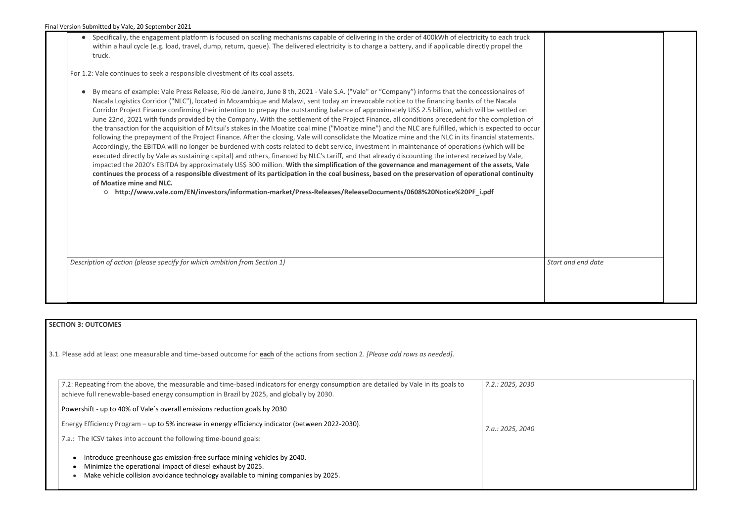- Specifically, the engagement platform is focused on scaling mechanisms capable of delivering in the order of 400kWh of electricity to each truck within a haul cycle (e.g. load, travel, dump, return, queue). The delivered electricity is to charge a battery, and if applicable directly propel the truck.

For 1.2: Vale continues to seek a responsible divestment of its coal assets.

- By means of example: Vale Press Release, Rio de Janeiro, June 8 th, 2021 - Vale S.A. ("Vale" or "Company") informs that the concessionaires of Nacala Logistics Corridor ("NLC"), located in Mozambique and Malawi, sent today an irrevocable notice to the financing banks of the Nacala Corridor Project Finance confirming their intention to prepay the outstanding balance of approximately US$ 2.5 billion, which will be settled on June 22nd, 2021 with funds provided by the Company. With the settlement of the Project Finance, all conditions precedent for the completion of the transaction for the acquisition of Mitsui's stakes in the Moatize coal mine ("Moatize mine") and the NLC are fulfilled, which is expected to occur following the prepayment of the Project Finance. After the closing, Vale will consolidate the Moatize mine and the NLC in its financial statements. Accordingly, the EBITDA will no longer be burdened with costs related to debt service, investment in maintenance of operations (which will be executed directly by Vale as sustaining capital) and others, financed by NLC's tariff, and that already discounting the interest received by Vale, impacted the 2020's EBITDA by approximately US$ 300 million. **With the simplification of the governance and management of the assets, Vale continues the process of a responsible divestment of its participation in the coal business, based on the preservation of operational continuity of Moatize mine and NLC.**
  - **http://www.vale.com/EN/investors/information-market/Press-Releases/ReleaseDocuments/0608%20Notice%20PF_i.pdf**

| *Description of action (please specify for which ambition from Section 1)* | *Start and end date* |
|---|---|
| | |

**SECTION 3: OUTCOMES**

3.1. Please add at least one measurable and time-based outcome for **each** of the actions from section 2. *[Please add rows as needed].*

| | |
|---|---|
| 7.2: Repeating from the above, the measurable and time-based indicators for energy consumption are detailed by Vale in its goals to achieve full renewable-based energy consumption in Brazil by 2025, and globally by 2030.<br><br>Powershift - up to 40% of Vale`s overall emissions reduction goals by 2030<br><br>Energy Efficiency Program – up to 5% increase in energy efficiency indicator (between 2022-2030).<br><br>7.a.: The ICSV takes into account the following time-bound goals:<br><br>• Introduce greenhouse gas emission-free surface mining vehicles by 2040.<br>• Minimize the operational impact of diesel exhaust by 2025.<br>• Make vehicle collision avoidance technology available to mining companies by 2025. | *7.2.: 2025, 2030*<br><br>*7.a.: 2025, 2040* |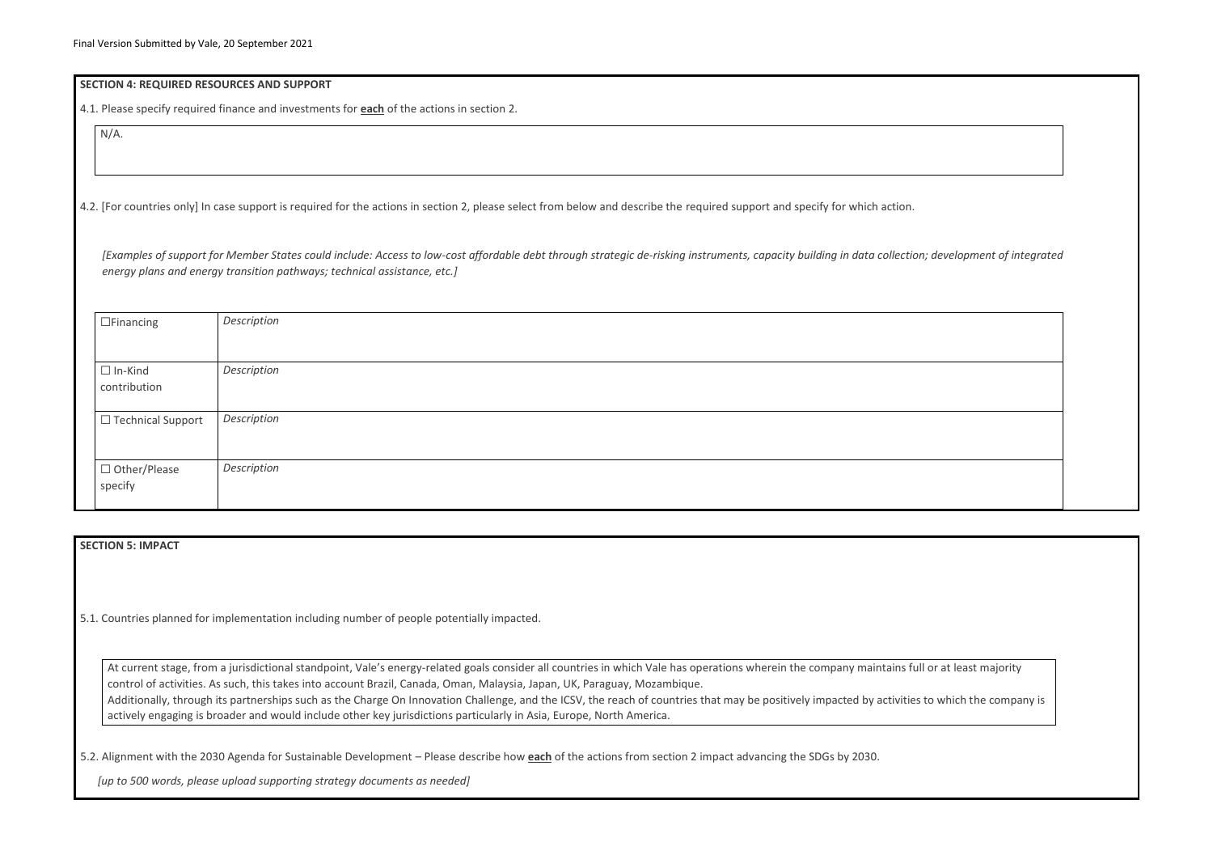## SECTION 4: REQUIRED RESOURCES AND SUPPORT

4.1. Please specify required finance and investments for **each** of the actions in section 2.

N/A.

4.2. [For countries only] In case support is required for the actions in section 2, please select from below and describe the required support and specify for which action.

*[Examples of support for Member States could include: Access to low-cost affordable debt through strategic de-risking instruments, capacity building in data collection; development of integrated energy plans and energy transition pathways; technical assistance, etc.]*

| | |
|---|---|
| ☐Financing | *Description* |
| ☐ In-Kind contribution | *Description* |
| ☐ Technical Support | *Description* |
| ☐ Other/Please specify | *Description* |

## SECTION 5: IMPACT

5.1. Countries planned for implementation including number of people potentially impacted.

At current stage, from a jurisdictional standpoint, Vale's energy-related goals consider all countries in which Vale has operations wherein the company maintains full or at least majority control of activities. As such, this takes into account Brazil, Canada, Oman, Malaysia, Japan, UK, Paraguay, Mozambique.
Additionally, through its partnerships such as the Charge On Innovation Challenge, and the ICSV, the reach of countries that may be positively impacted by activities to which the company is actively engaging is broader and would include other key jurisdictions particularly in Asia, Europe, North America.

5.2. Alignment with the 2030 Agenda for Sustainable Development – Please describe how **each** of the actions from section 2 impact advancing the SDGs by 2030.

*[up to 500 words, please upload supporting strategy documents as needed]*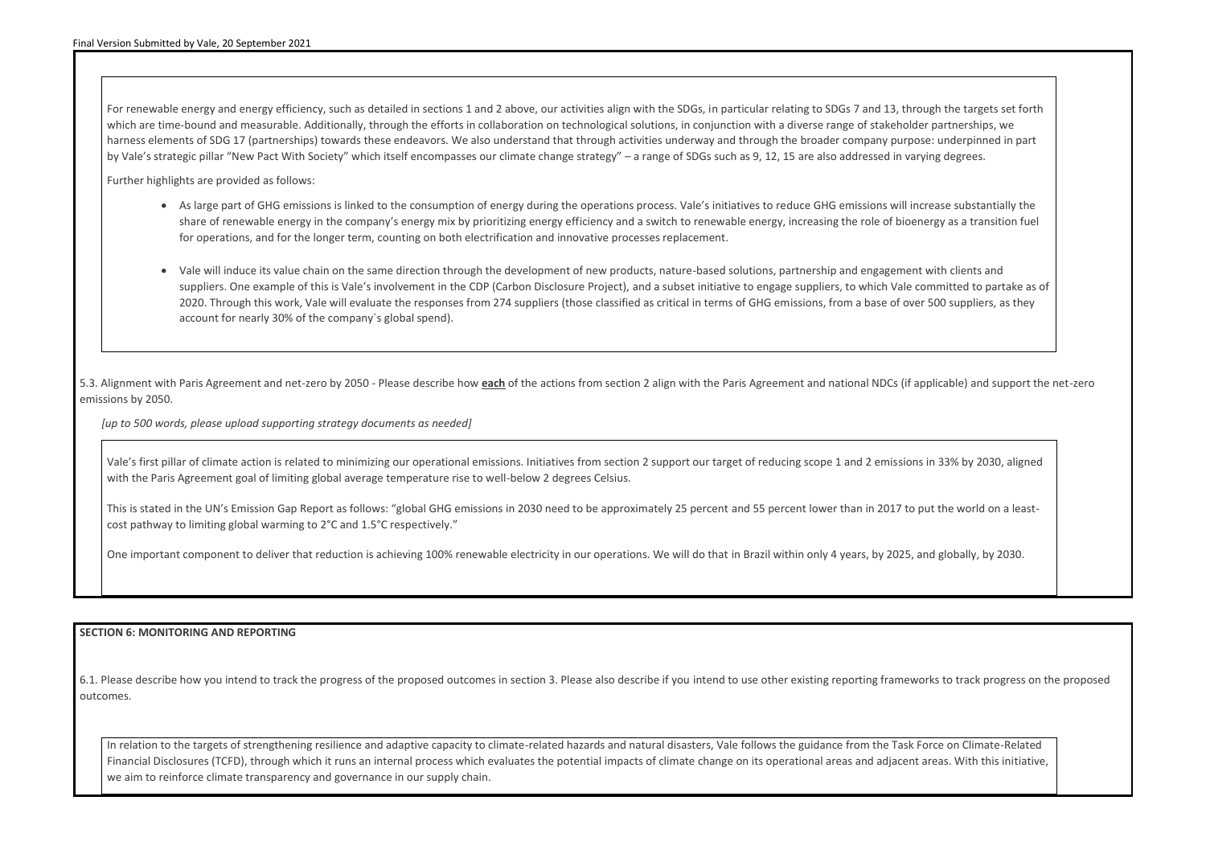For renewable energy and energy efficiency, such as detailed in sections 1 and 2 above, our activities align with the SDGs, in particular relating to SDGs 7 and 13, through the targets set forth which are time-bound and measurable. Additionally, through the efforts in collaboration on technological solutions, in conjunction with a diverse range of stakeholder partnerships, we harness elements of SDG 17 (partnerships) towards these endeavors. We also understand that through activities underway and through the broader company purpose: underpinned in part by Vale's strategic pillar "New Pact With Society" which itself encompasses our climate change strategy" – a range of SDGs such as 9, 12, 15 are also addressed in varying degrees.

Further highlights are provided as follows:

- As large part of GHG emissions is linked to the consumption of energy during the operations process. Vale's initiatives to reduce GHG emissions will increase substantially the share of renewable energy in the company's energy mix by prioritizing energy efficiency and a switch to renewable energy, increasing the role of bioenergy as a transition fuel for operations, and for the longer term, counting on both electrification and innovative processes replacement.

- Vale will induce its value chain on the same direction through the development of new products, nature-based solutions, partnership and engagement with clients and suppliers. One example of this is Vale's involvement in the CDP (Carbon Disclosure Project), and a subset initiative to engage suppliers, to which Vale committed to partake as of 2020. Through this work, Vale will evaluate the responses from 274 suppliers (those classified as critical in terms of GHG emissions, from a base of over 500 suppliers, as they account for nearly 30% of the company`s global spend).

5.3. Alignment with Paris Agreement and net-zero by 2050 - Please describe how **each** of the actions from section 2 align with the Paris Agreement and national NDCs (if applicable) and support the net-zero emissions by 2050.

*[up to 500 words, please upload supporting strategy documents as needed]*

Vale's first pillar of climate action is related to minimizing our operational emissions. Initiatives from section 2 support our target of reducing scope 1 and 2 emissions in 33% by 2030, aligned with the Paris Agreement goal of limiting global average temperature rise to well-below 2 degrees Celsius.

This is stated in the UN's Emission Gap Report as follows: "global GHG emissions in 2030 need to be approximately 25 percent and 55 percent lower than in 2017 to put the world on a least-cost pathway to limiting global warming to 2°C and 1.5°C respectively."

One important component to deliver that reduction is achieving 100% renewable electricity in our operations. We will do that in Brazil within only 4 years, by 2025, and globally, by 2030.

## SECTION 6: MONITORING AND REPORTING

6.1. Please describe how you intend to track the progress of the proposed outcomes in section 3. Please also describe if you intend to use other existing reporting frameworks to track progress on the proposed outcomes.

In relation to the targets of strengthening resilience and adaptive capacity to climate-related hazards and natural disasters, Vale follows the guidance from the Task Force on Climate-Related Financial Disclosures (TCFD), through which it runs an internal process which evaluates the potential impacts of climate change on its operational areas and adjacent areas. With this initiative, we aim to reinforce climate transparency and governance in our supply chain.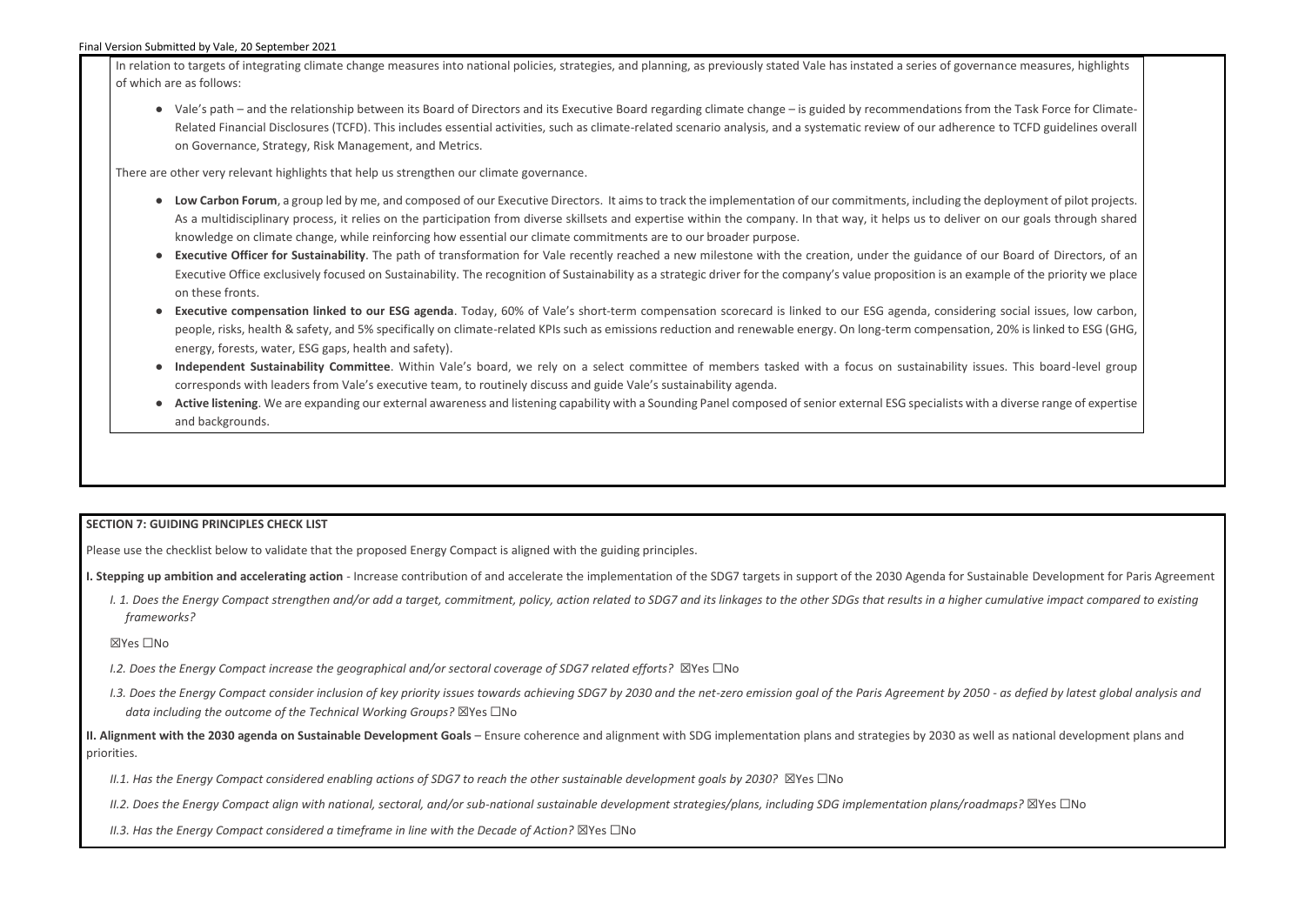In relation to targets of integrating climate change measures into national policies, strategies, and planning, as previously stated Vale has instated a series of governance measures, highlights of which are as follows:

- Vale's path – and the relationship between its Board of Directors and its Executive Board regarding climate change – is guided by recommendations from the Task Force for Climate-Related Financial Disclosures (TCFD). This includes essential activities, such as climate-related scenario analysis, and a systematic review of our adherence to TCFD guidelines overall on Governance, Strategy, Risk Management, and Metrics.

There are other very relevant highlights that help us strengthen our climate governance.

- **Low Carbon Forum**, a group led by me, and composed of our Executive Directors. It aims to track the implementation of our commitments, including the deployment of pilot projects. As a multidisciplinary process, it relies on the participation from diverse skillsets and expertise within the company. In that way, it helps us to deliver on our goals through shared knowledge on climate change, while reinforcing how essential our climate commitments are to our broader purpose.
- **Executive Officer for Sustainability**. The path of transformation for Vale recently reached a new milestone with the creation, under the guidance of our Board of Directors, of an Executive Office exclusively focused on Sustainability. The recognition of Sustainability as a strategic driver for the company's value proposition is an example of the priority we place on these fronts.
- **Executive compensation linked to our ESG agenda**. Today, 60% of Vale's short-term compensation scorecard is linked to our ESG agenda, considering social issues, low carbon, people, risks, health & safety, and 5% specifically on climate-related KPIs such as emissions reduction and renewable energy. On long-term compensation, 20% is linked to ESG (GHG, energy, forests, water, ESG gaps, health and safety).
- **Independent Sustainability Committee**. Within Vale's board, we rely on a select committee of members tasked with a focus on sustainability issues. This board-level group corresponds with leaders from Vale's executive team, to routinely discuss and guide Vale's sustainability agenda.
- **Active listening**. We are expanding our external awareness and listening capability with a Sounding Panel composed of senior external ESG specialists with a diverse range of expertise and backgrounds.

**SECTION 7: GUIDING PRINCIPLES CHECK LIST**

Please use the checklist below to validate that the proposed Energy Compact is aligned with the guiding principles.

**I. Stepping up ambition and accelerating action** - Increase contribution of and accelerate the implementation of the SDG7 targets in support of the 2030 Agenda for Sustainable Development for Paris Agreement

*I. 1. Does the Energy Compact strengthen and/or add a target, commitment, policy, action related to SDG7 and its linkages to the other SDGs that results in a higher cumulative impact compared to existing frameworks?*

☒Yes ☐No

*I.2. Does the Energy Compact increase the geographical and/or sectoral coverage of SDG7 related efforts?* ☒Yes ☐No

*I.3. Does the Energy Compact consider inclusion of key priority issues towards achieving SDG7 by 2030 and the net-zero emission goal of the Paris Agreement by 2050 - as defied by latest global analysis and data including the outcome of the Technical Working Groups?* ☒Yes ☐No

**II. Alignment with the 2030 agenda on Sustainable Development Goals** – Ensure coherence and alignment with SDG implementation plans and strategies by 2030 as well as national development plans and priorities.

*II.1. Has the Energy Compact considered enabling actions of SDG7 to reach the other sustainable development goals by 2030?* ☒Yes ☐No

*II.2. Does the Energy Compact align with national, sectoral, and/or sub-national sustainable development strategies/plans, including SDG implementation plans/roadmaps?* ☒Yes ☐No

*II.3. Has the Energy Compact considered a timeframe in line with the Decade of Action?* ☒Yes ☐No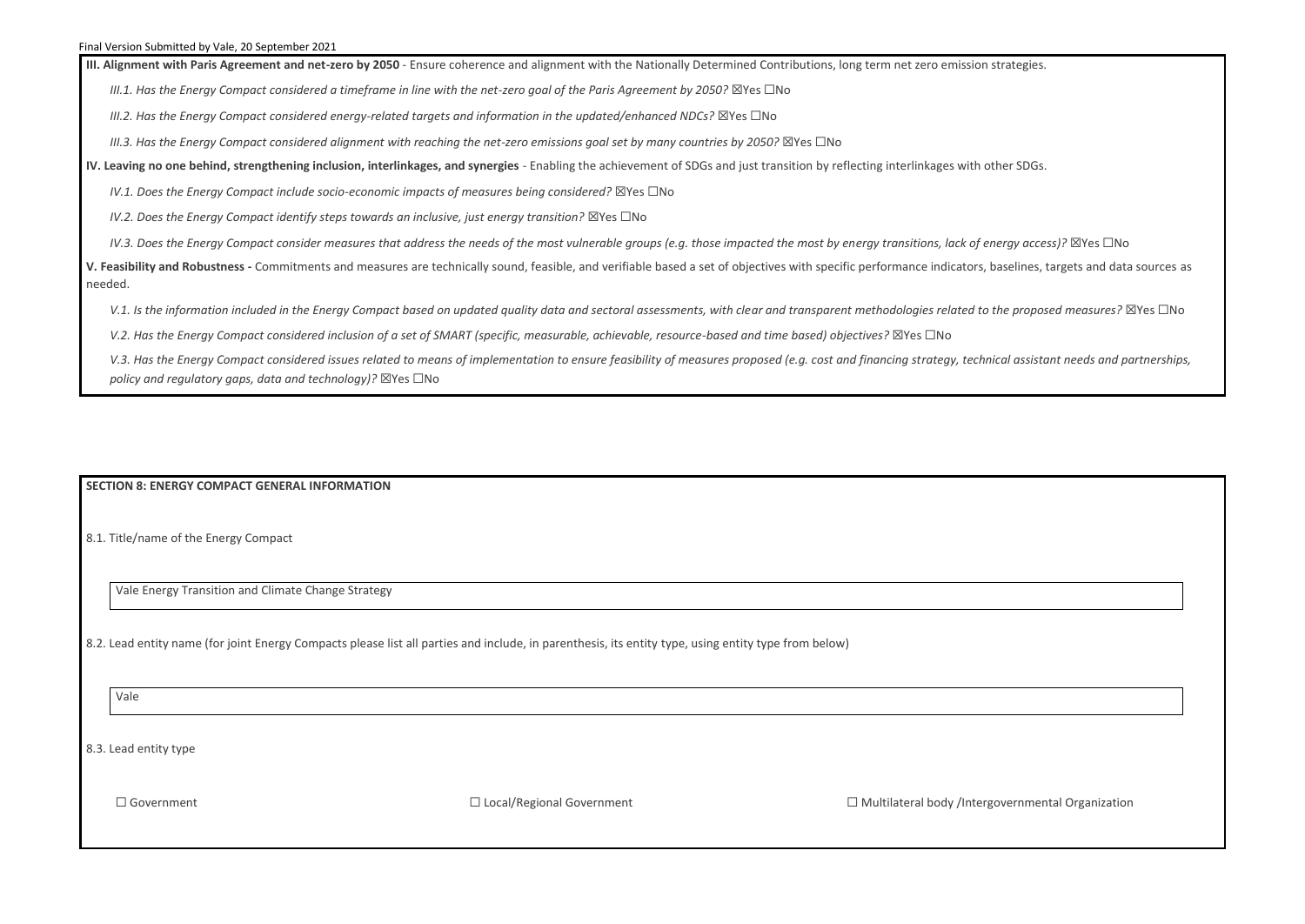**III. Alignment with Paris Agreement and net-zero by 2050** - Ensure coherence and alignment with the Nationally Determined Contributions, long term net zero emission strategies.

*III.1. Has the Energy Compact considered a timeframe in line with the net-zero goal of the Paris Agreement by 2050?* ☒Yes ☐No

*III.2. Has the Energy Compact considered energy-related targets and information in the updated/enhanced NDCs?* ☒Yes ☐No

*III.3. Has the Energy Compact considered alignment with reaching the net-zero emissions goal set by many countries by 2050?* ☒Yes ☐No

**IV. Leaving no one behind, strengthening inclusion, interlinkages, and synergies** - Enabling the achievement of SDGs and just transition by reflecting interlinkages with other SDGs.

*IV.1. Does the Energy Compact include socio-economic impacts of measures being considered?* ☒Yes ☐No

*IV.2. Does the Energy Compact identify steps towards an inclusive, just energy transition?* ☒Yes ☐No

*IV.3. Does the Energy Compact consider measures that address the needs of the most vulnerable groups (e.g. those impacted the most by energy transitions, lack of energy access)?* ☒Yes ☐No

**V. Feasibility and Robustness -** Commitments and measures are technically sound, feasible, and verifiable based a set of objectives with specific performance indicators, baselines, targets and data sources as needed.

*V.1. Is the information included in the Energy Compact based on updated quality data and sectoral assessments, with clear and transparent methodologies related to the proposed measures?* ☒Yes ☐No

*V.2. Has the Energy Compact considered inclusion of a set of SMART (specific, measurable, achievable, resource-based and time based) objectives?* ☒Yes ☐No

*V.3. Has the Energy Compact considered issues related to means of implementation to ensure feasibility of measures proposed (e.g. cost and financing strategy, technical assistant needs and partnerships, policy and regulatory gaps, data and technology)?* ☒Yes ☐No

**SECTION 8: ENERGY COMPACT GENERAL INFORMATION**

8.1. Title/name of the Energy Compact

Vale Energy Transition and Climate Change Strategy

8.2. Lead entity name (for joint Energy Compacts please list all parties and include, in parenthesis, its entity type, using entity type from below)

Vale

8.3. Lead entity type

☐ Government ☐ Local/Regional Government ☐ Multilateral body /Intergovernmental Organization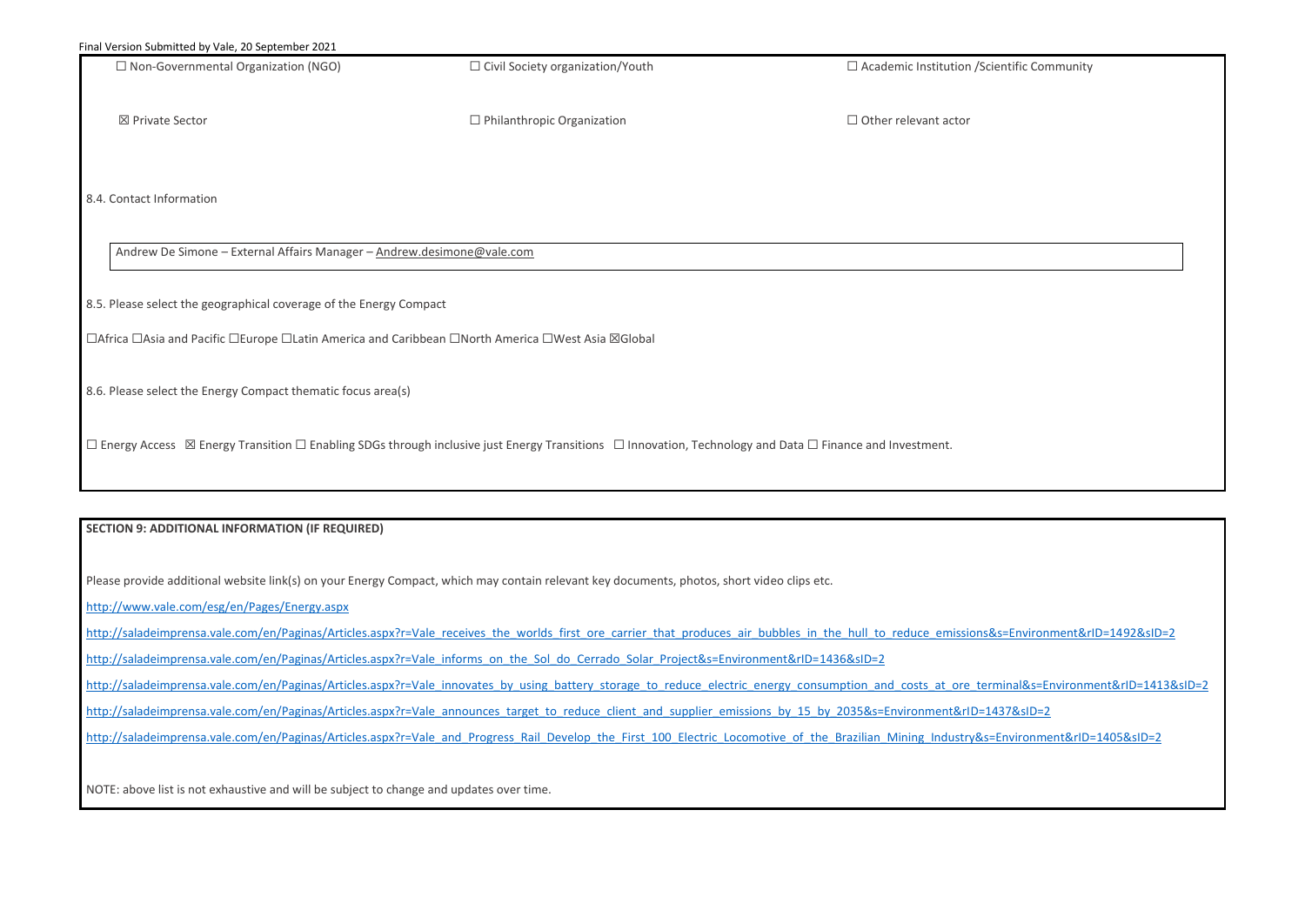☐ Non-Governmental Organization (NGO) ☐ Civil Society organization/Youth ☐ Academic Institution /Scientific Community

☒ Private Sector ☐ Philanthropic Organization ☐ Other relevant actor

8.4. Contact Information

Andrew De Simone – External Affairs Manager – Andrew.desimone@vale.com

8.5. Please select the geographical coverage of the Energy Compact

☐Africa ☐Asia and Pacific ☐Europe ☐Latin America and Caribbean ☐North America ☐West Asia ☒Global

8.6. Please select the Energy Compact thematic focus area(s)

☐ Energy Access ☒ Energy Transition ☐ Enabling SDGs through inclusive just Energy Transitions ☐ Innovation, Technology and Data ☐ Finance and Investment.

**SECTION 9: ADDITIONAL INFORMATION (IF REQUIRED)**

Please provide additional website link(s) on your Energy Compact, which may contain relevant key documents, photos, short video clips etc.

http://www.vale.com/esg/en/Pages/Energy.aspx

http://saladeimprensa.vale.com/en/Paginas/Articles.aspx?r=Vale_receives_the_worlds_first_ore_carrier_that_produces_air_bubbles_in_the_hull_to_reduce_emissions&s=Environment&rID=1492&sID=2

http://saladeimprensa.vale.com/en/Paginas/Articles.aspx?r=Vale_informs_on_the_Sol_do_Cerrado_Solar_Project&s=Environment&rID=1436&sID=2

http://saladeimprensa.vale.com/en/Paginas/Articles.aspx?r=Vale_innovates_by_using_battery_storage_to_reduce_electric_energy_consumption_and_costs_at_ore_terminal&s=Environment&rID=1413&sID=2

http://saladeimprensa.vale.com/en/Paginas/Articles.aspx?r=Vale_announces_target_to_reduce_client_and_supplier_emissions_by_15_by_2035&s=Environment&rID=1437&sID=2

http://saladeimprensa.vale.com/en/Paginas/Articles.aspx?r=Vale_and_Progress_Rail_Develop_the_First_100_Electric_Locomotive_of_the_Brazilian_Mining_Industry&s=Environment&rID=1405&sID=2

NOTE: above list is not exhaustive and will be subject to change and updates over time.